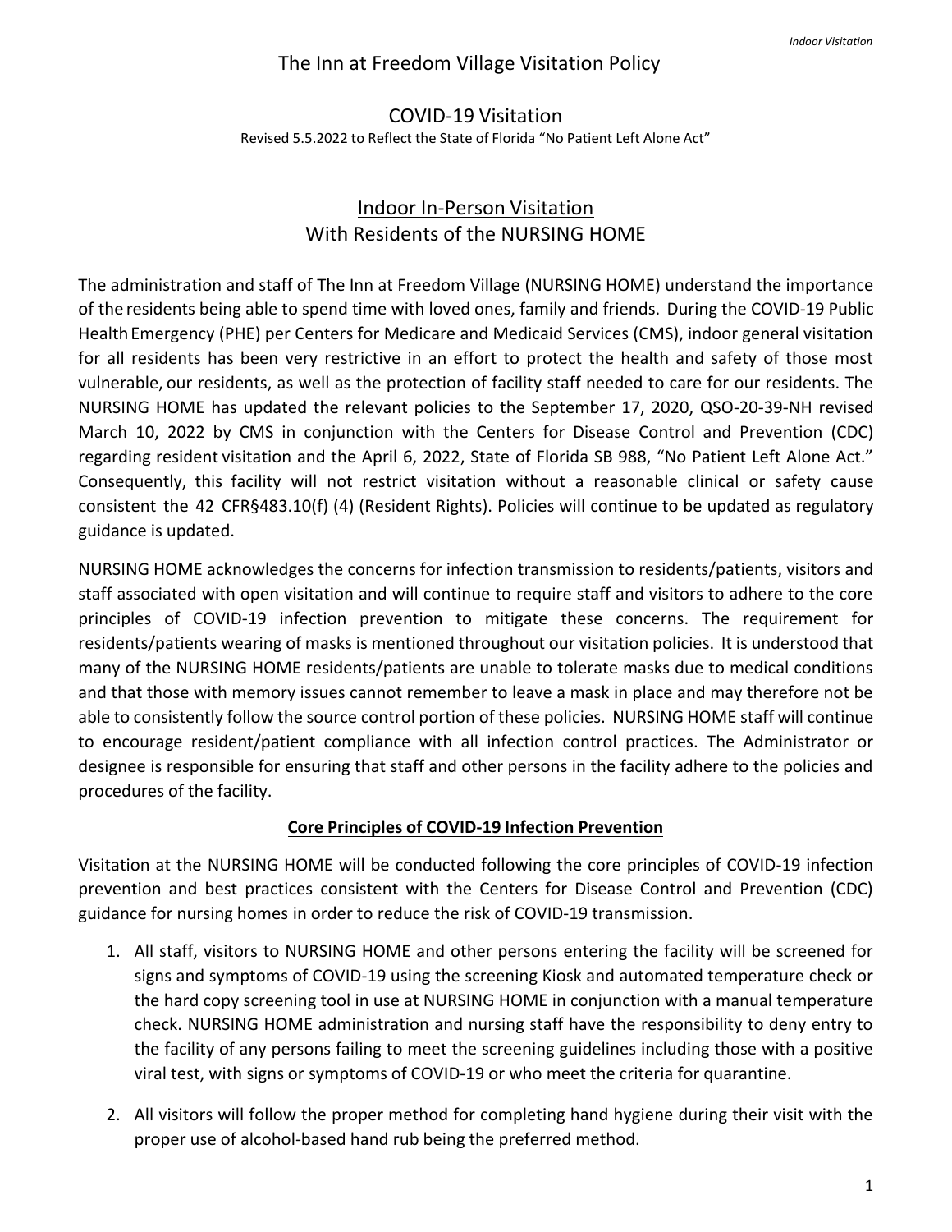# The Inn at Freedom Village Visitation Policy

## COVID-19 Visitation

Revised 5.5.2022 to Reflect the State of Florida "No Patient Left Alone Act"

## Indoor In-Person Visitation
## With Residents of the NURSING HOME

The administration and staff of The Inn at Freedom Village (NURSING HOME) understand the importance of the residents being able to spend time with loved ones, family and friends. During the COVID-19 Public Health Emergency (PHE) per Centers for Medicare and Medicaid Services (CMS), indoor general visitation for all residents has been very restrictive in an effort to protect the health and safety of those most vulnerable, our residents, as well as the protection of facility staff needed to care for our residents. The NURSING HOME has updated the relevant policies to the September 17, 2020, QSO-20-39-NH revised March 10, 2022 by CMS in conjunction with the Centers for Disease Control and Prevention (CDC) regarding resident visitation and the April 6, 2022, State of Florida SB 988, "No Patient Left Alone Act." Consequently, this facility will not restrict visitation without a reasonable clinical or safety cause consistent the 42 CFR§483.10(f) (4) (Resident Rights). Policies will continue to be updated as regulatory guidance is updated.

NURSING HOME acknowledges the concerns for infection transmission to residents/patients, visitors and staff associated with open visitation and will continue to require staff and visitors to adhere to the core principles of COVID-19 infection prevention to mitigate these concerns. The requirement for residents/patients wearing of masks is mentioned throughout our visitation policies. It is understood that many of the NURSING HOME residents/patients are unable to tolerate masks due to medical conditions and that those with memory issues cannot remember to leave a mask in place and may therefore not be able to consistently follow the source control portion of these policies. NURSING HOME staff will continue to encourage resident/patient compliance with all infection control practices. The Administrator or designee is responsible for ensuring that staff and other persons in the facility adhere to the policies and procedures of the facility.

### Core Principles of COVID-19 Infection Prevention

Visitation at the NURSING HOME will be conducted following the core principles of COVID-19 infection prevention and best practices consistent with the Centers for Disease Control and Prevention (CDC) guidance for nursing homes in order to reduce the risk of COVID-19 transmission.

1. All staff, visitors to NURSING HOME and other persons entering the facility will be screened for signs and symptoms of COVID-19 using the screening Kiosk and automated temperature check or the hard copy screening tool in use at NURSING HOME in conjunction with a manual temperature check. NURSING HOME administration and nursing staff have the responsibility to deny entry to the facility of any persons failing to meet the screening guidelines including those with a positive viral test, with signs or symptoms of COVID-19 or who meet the criteria for quarantine.

2. All visitors will follow the proper method for completing hand hygiene during their visit with the proper use of alcohol-based hand rub being the preferred method.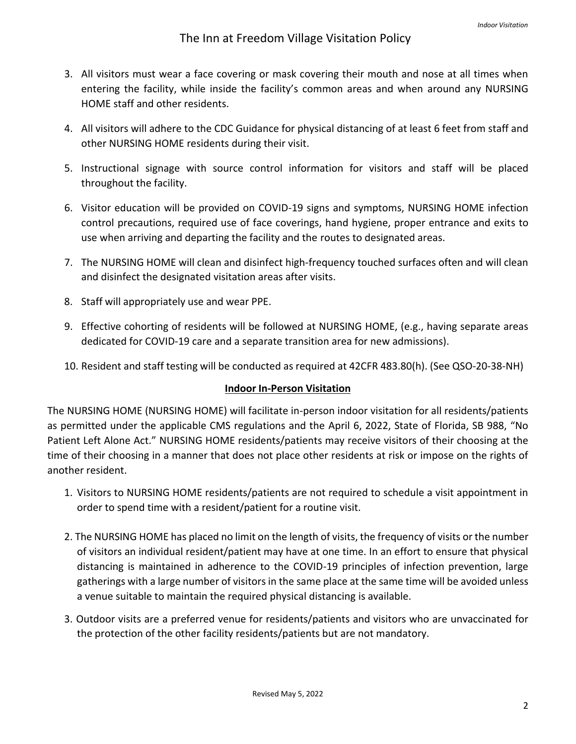3. All visitors must wear a face covering or mask covering their mouth and nose at all times when entering the facility, while inside the facility's common areas and when around any NURSING HOME staff and other residents.
4. All visitors will adhere to the CDC Guidance for physical distancing of at least 6 feet from staff and other NURSING HOME residents during their visit.
5. Instructional signage with source control information for visitors and staff will be placed throughout the facility.
6. Visitor education will be provided on COVID-19 signs and symptoms, NURSING HOME infection control precautions, required use of face coverings, hand hygiene, proper entrance and exits to use when arriving and departing the facility and the routes to designated areas.
7. The NURSING HOME will clean and disinfect high-frequency touched surfaces often and will clean and disinfect the designated visitation areas after visits.
8. Staff will appropriately use and wear PPE.
9. Effective cohorting of residents will be followed at NURSING HOME, (e.g., having separate areas dedicated for COVID-19 care and a separate transition area for new admissions).
10. Resident and staff testing will be conducted as required at 42CFR 483.80(h). (See QSO-20-38-NH)

## Indoor In-Person Visitation

The NURSING HOME (NURSING HOME) will facilitate in-person indoor visitation for all residents/patients as permitted under the applicable CMS regulations and the April 6, 2022, State of Florida, SB 988, "No Patient Left Alone Act." NURSING HOME residents/patients may receive visitors of their choosing at the time of their choosing in a manner that does not place other residents at risk or impose on the rights of another resident.

1. Visitors to NURSING HOME residents/patients are not required to schedule a visit appointment in order to spend time with a resident/patient for a routine visit.
2. The NURSING HOME has placed no limit on the length of visits, the frequency of visits or the number of visitors an individual resident/patient may have at one time. In an effort to ensure that physical distancing is maintained in adherence to the COVID-19 principles of infection prevention, large gatherings with a large number of visitors in the same place at the same time will be avoided unless a venue suitable to maintain the required physical distancing is available.
3. Outdoor visits are a preferred venue for residents/patients and visitors who are unvaccinated for the protection of the other facility residents/patients but are not mandatory.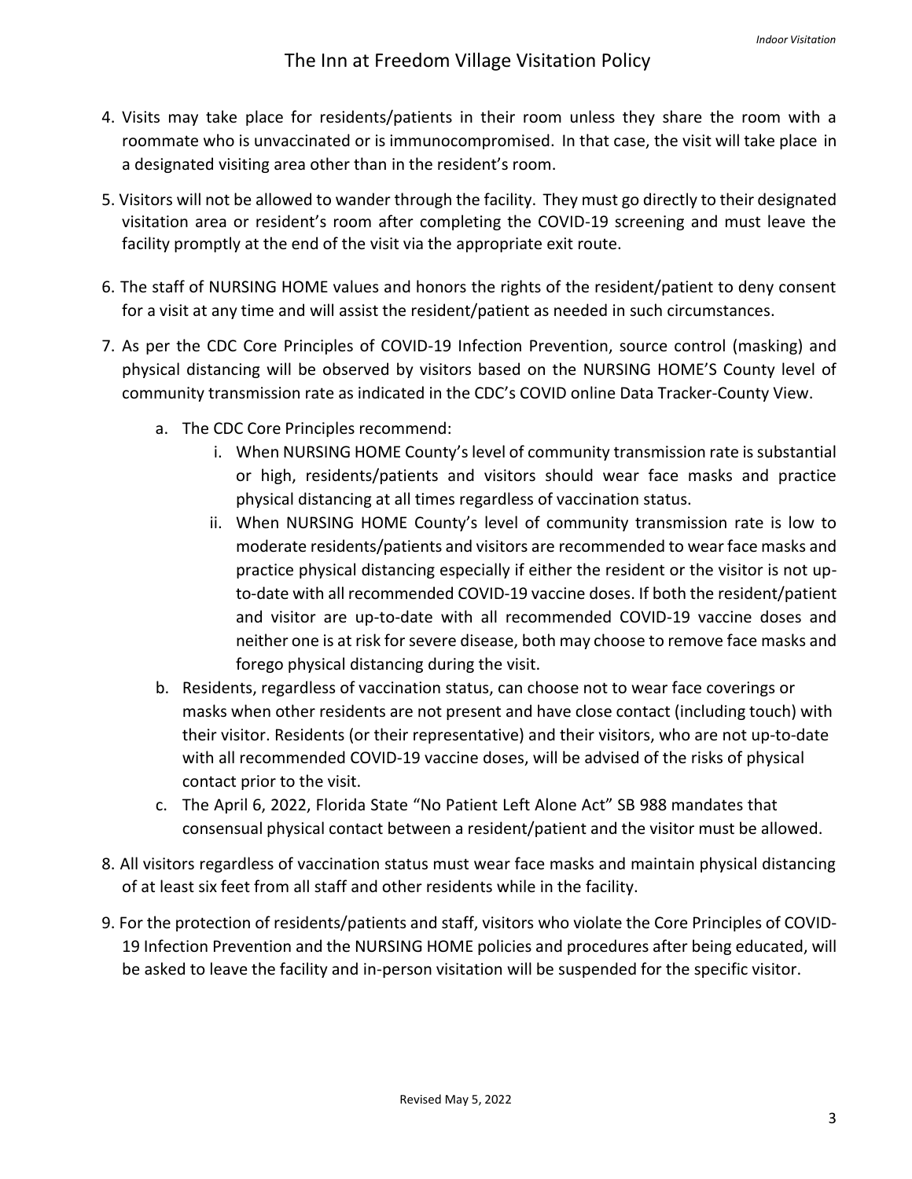# The Inn at Freedom Village Visitation Policy

4. Visits may take place for residents/patients in their room unless they share the room with a roommate who is unvaccinated or is immunocompromised. In that case, the visit will take place in a designated visiting area other than in the resident's room.

5. Visitors will not be allowed to wander through the facility. They must go directly to their designated visitation area or resident's room after completing the COVID-19 screening and must leave the facility promptly at the end of the visit via the appropriate exit route.

6. The staff of NURSING HOME values and honors the rights of the resident/patient to deny consent for a visit at any time and will assist the resident/patient as needed in such circumstances.

7. As per the CDC Core Principles of COVID-19 Infection Prevention, source control (masking) and physical distancing will be observed by visitors based on the NURSING HOME'S County level of community transmission rate as indicated in the CDC's COVID online Data Tracker-County View.
   a. The CDC Core Principles recommend:
      i. When NURSING HOME County's level of community transmission rate is substantial or high, residents/patients and visitors should wear face masks and practice physical distancing at all times regardless of vaccination status.
      ii. When NURSING HOME County's level of community transmission rate is low to moderate residents/patients and visitors are recommended to wear face masks and practice physical distancing especially if either the resident or the visitor is not up-to-date with all recommended COVID-19 vaccine doses. If both the resident/patient and visitor are up-to-date with all recommended COVID-19 vaccine doses and neither one is at risk for severe disease, both may choose to remove face masks and forego physical distancing during the visit.
   b. Residents, regardless of vaccination status, can choose not to wear face coverings or masks when other residents are not present and have close contact (including touch) with their visitor. Residents (or their representative) and their visitors, who are not up-to-date with all recommended COVID-19 vaccine doses, will be advised of the risks of physical contact prior to the visit.
   c. The April 6, 2022, Florida State "No Patient Left Alone Act" SB 988 mandates that consensual physical contact between a resident/patient and the visitor must be allowed.

8. All visitors regardless of vaccination status must wear face masks and maintain physical distancing of at least six feet from all staff and other residents while in the facility.

9. For the protection of residents/patients and staff, visitors who violate the Core Principles of COVID-19 Infection Prevention and the NURSING HOME policies and procedures after being educated, will be asked to leave the facility and in-person visitation will be suspended for the specific visitor.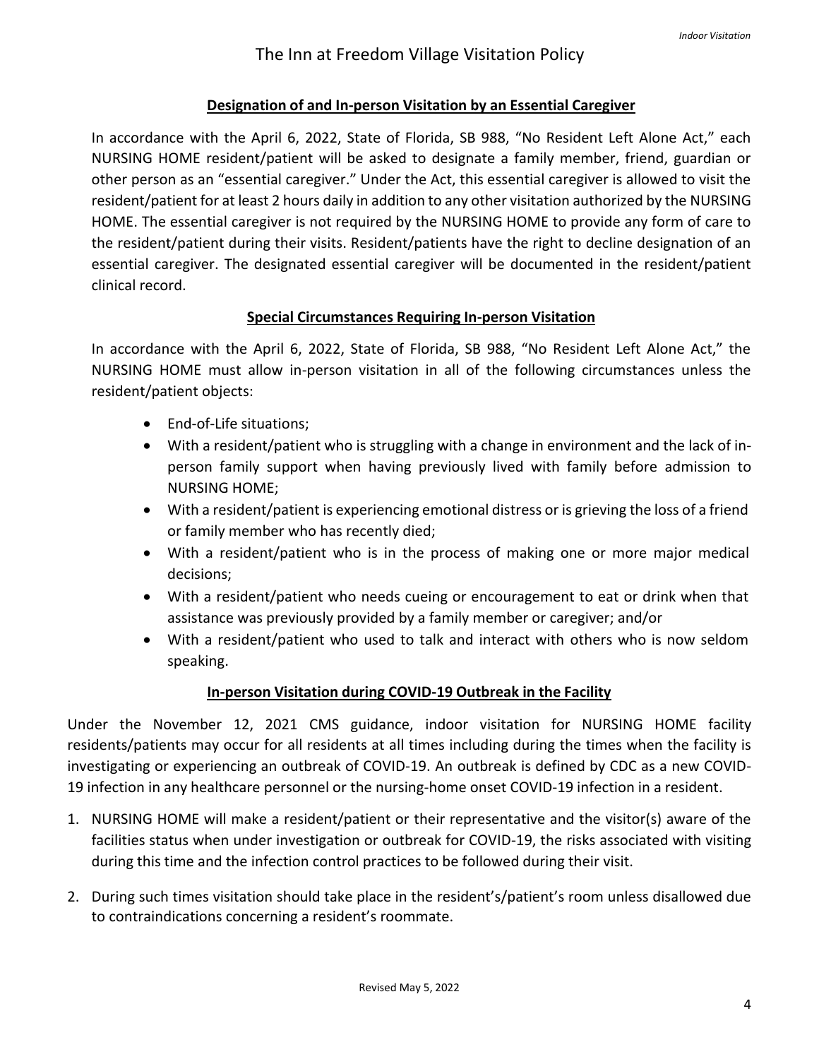## Designation of and In-person Visitation by an Essential Caregiver

In accordance with the April 6, 2022, State of Florida, SB 988, "No Resident Left Alone Act," each NURSING HOME resident/patient will be asked to designate a family member, friend, guardian or other person as an "essential caregiver." Under the Act, this essential caregiver is allowed to visit the resident/patient for at least 2 hours daily in addition to any other visitation authorized by the NURSING HOME. The essential caregiver is not required by the NURSING HOME to provide any form of care to the resident/patient during their visits. Resident/patients have the right to decline designation of an essential caregiver. The designated essential caregiver will be documented in the resident/patient clinical record.

## Special Circumstances Requiring In-person Visitation

In accordance with the April 6, 2022, State of Florida, SB 988, "No Resident Left Alone Act," the NURSING HOME must allow in-person visitation in all of the following circumstances unless the resident/patient objects:

- End-of-Life situations;
- With a resident/patient who is struggling with a change in environment and the lack of in-person family support when having previously lived with family before admission to NURSING HOME;
- With a resident/patient is experiencing emotional distress or is grieving the loss of a friend or family member who has recently died;
- With a resident/patient who is in the process of making one or more major medical decisions;
- With a resident/patient who needs cueing or encouragement to eat or drink when that assistance was previously provided by a family member or caregiver; and/or
- With a resident/patient who used to talk and interact with others who is now seldom speaking.

## In-person Visitation during COVID-19 Outbreak in the Facility

Under the November 12, 2021 CMS guidance, indoor visitation for NURSING HOME facility residents/patients may occur for all residents at all times including during the times when the facility is investigating or experiencing an outbreak of COVID-19. An outbreak is defined by CDC as a new COVID-19 infection in any healthcare personnel or the nursing-home onset COVID-19 infection in a resident.

1. NURSING HOME will make a resident/patient or their representative and the visitor(s) aware of the facilities status when under investigation or outbreak for COVID-19, the risks associated with visiting during this time and the infection control practices to be followed during their visit.
2. During such times visitation should take place in the resident's/patient's room unless disallowed due to contraindications concerning a resident's roommate.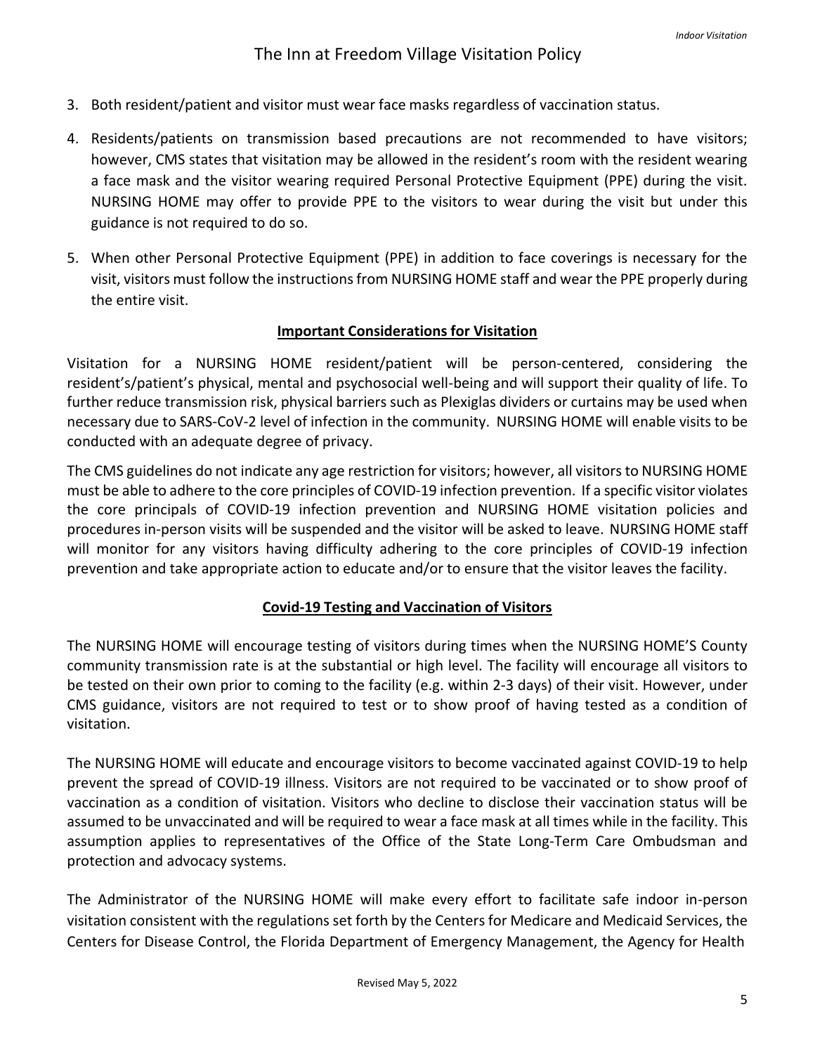3. Both resident/patient and visitor must wear face masks regardless of vaccination status.
4. Residents/patients on transmission based precautions are not recommended to have visitors; however, CMS states that visitation may be allowed in the resident's room with the resident wearing a face mask and the visitor wearing required Personal Protective Equipment (PPE) during the visit. NURSING HOME may offer to provide PPE to the visitors to wear during the visit but under this guidance is not required to do so.
5. When other Personal Protective Equipment (PPE) in addition to face coverings is necessary for the visit, visitors must follow the instructions from NURSING HOME staff and wear the PPE properly during the entire visit.

## Important Considerations for Visitation

Visitation for a NURSING HOME resident/patient will be person-centered, considering the resident's/patient's physical, mental and psychosocial well-being and will support their quality of life. To further reduce transmission risk, physical barriers such as Plexiglas dividers or curtains may be used when necessary due to SARS-CoV-2 level of infection in the community. NURSING HOME will enable visits to be conducted with an adequate degree of privacy.

The CMS guidelines do not indicate any age restriction for visitors; however, all visitors to NURSING HOME must be able to adhere to the core principles of COVID-19 infection prevention. If a specific visitor violates the core principals of COVID-19 infection prevention and NURSING HOME visitation policies and procedures in-person visits will be suspended and the visitor will be asked to leave. NURSING HOME staff will monitor for any visitors having difficulty adhering to the core principles of COVID-19 infection prevention and take appropriate action to educate and/or to ensure that the visitor leaves the facility.

## Covid-19 Testing and Vaccination of Visitors

The NURSING HOME will encourage testing of visitors during times when the NURSING HOME'S County community transmission rate is at the substantial or high level. The facility will encourage all visitors to be tested on their own prior to coming to the facility (e.g. within 2-3 days) of their visit. However, under CMS guidance, visitors are not required to test or to show proof of having tested as a condition of visitation.

The NURSING HOME will educate and encourage visitors to become vaccinated against COVID-19 to help prevent the spread of COVID-19 illness. Visitors are not required to be vaccinated or to show proof of vaccination as a condition of visitation. Visitors who decline to disclose their vaccination status will be assumed to be unvaccinated and will be required to wear a face mask at all times while in the facility. This assumption applies to representatives of the Office of the State Long-Term Care Ombudsman and protection and advocacy systems.

The Administrator of the NURSING HOME will make every effort to facilitate safe indoor in-person visitation consistent with the regulations set forth by the Centers for Medicare and Medicaid Services, the Centers for Disease Control, the Florida Department of Emergency Management, the Agency for Health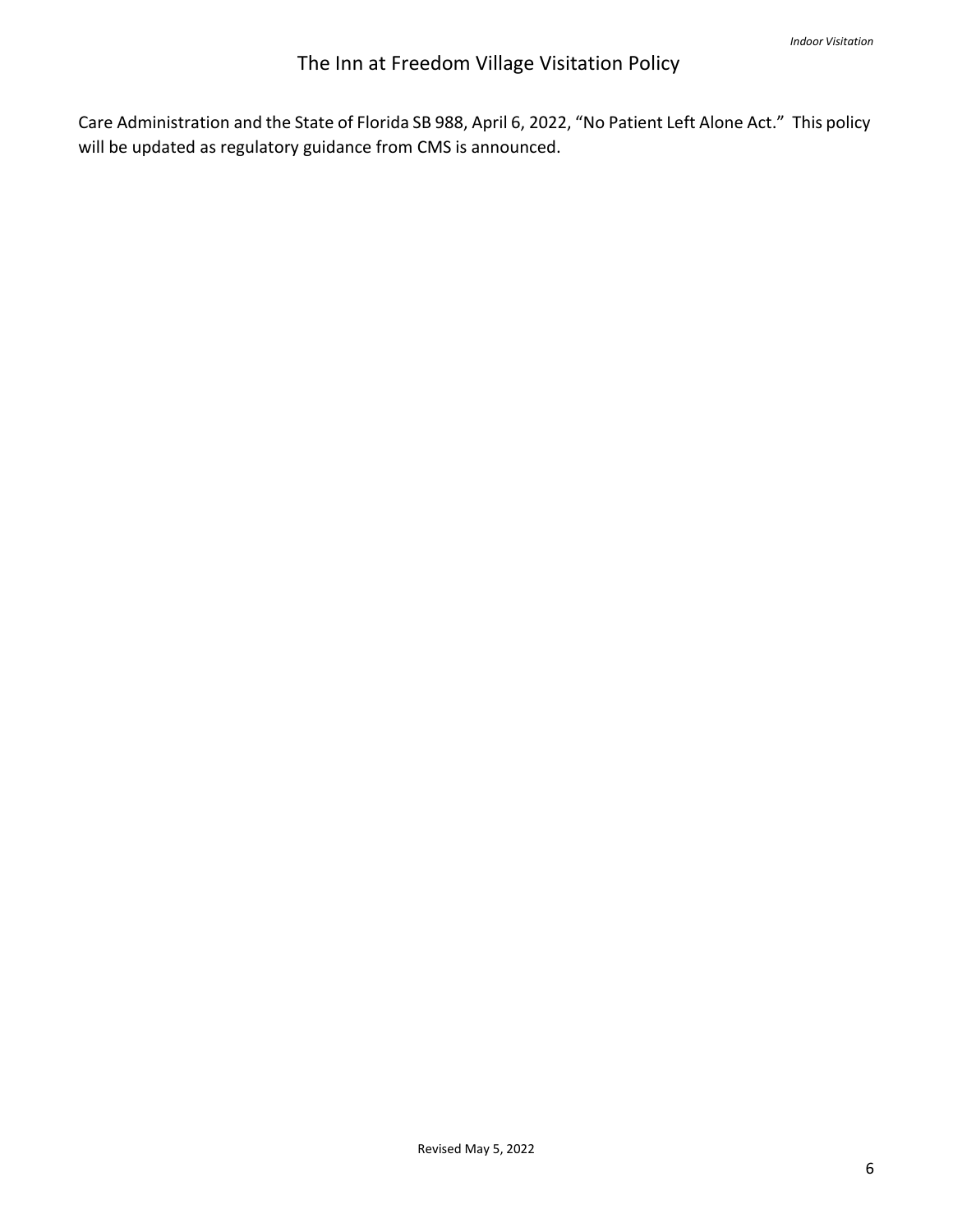Care Administration and the State of Florida SB 988, April 6, 2022, "No Patient Left Alone Act." This policy will be updated as regulatory guidance from CMS is announced.